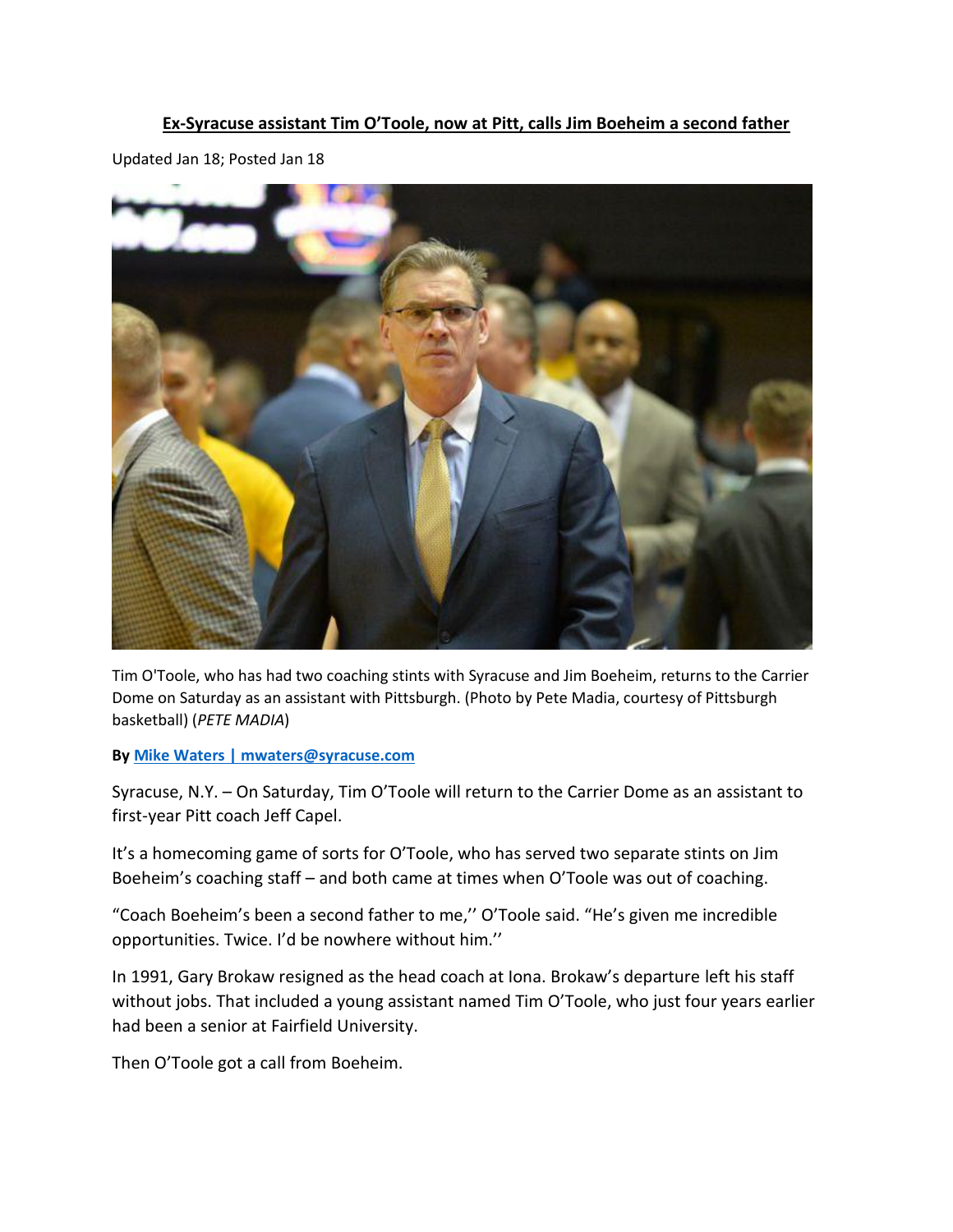# Ex-Syracuse assistant Tim O'Toole, now at Pitt, calls Jim Boeheim a second father

Updated Jan 18; Posted Jan 18

Tim O'Toole, who has had two coaching stints with Syracuse and Jim Boeheim, returns to the Carrier Dome on Saturday as an assistant with Pittsburgh. (Photo by Pete Madia, courtesy of Pittsburgh basketball) (*PETE MADIA*)

**By [Mike Waters | mwaters@syracuse.com](mailto:mwaters@syracuse.com)**

Syracuse, N.Y. – On Saturday, Tim O'Toole will return to the Carrier Dome as an assistant to first-year Pitt coach Jeff Capel.

It's a homecoming game of sorts for O'Toole, who has served two separate stints on Jim Boeheim's coaching staff – and both came at times when O'Toole was out of coaching.

"Coach Boeheim's been a second father to me,'' O'Toole said. "He's given me incredible opportunities. Twice. I'd be nowhere without him.''

In 1991, Gary Brokaw resigned as the head coach at Iona. Brokaw's departure left his staff without jobs. That included a young assistant named Tim O'Toole, who just four years earlier had been a senior at Fairfield University.

Then O'Toole got a call from Boeheim.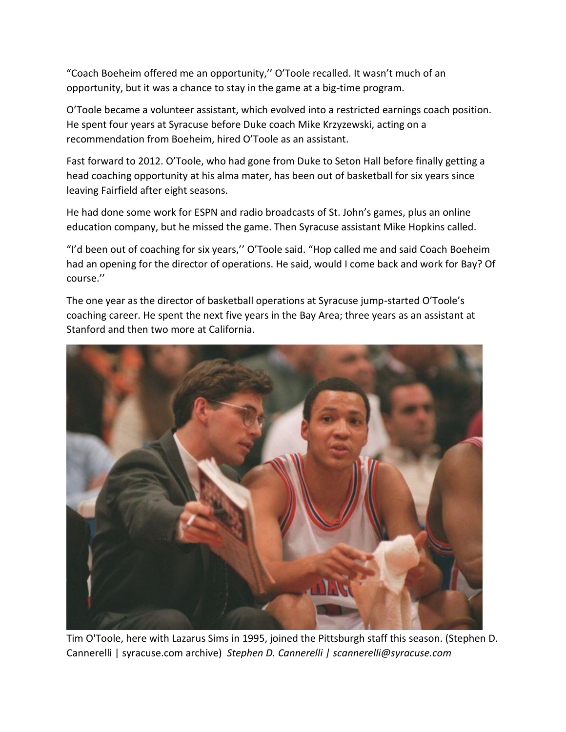"Coach Boeheim offered me an opportunity,'' O'Toole recalled. It wasn't much of an opportunity, but it was a chance to stay in the game at a big-time program.

O'Toole became a volunteer assistant, which evolved into a restricted earnings coach position. He spent four years at Syracuse before Duke coach Mike Krzyzewski, acting on a recommendation from Boeheim, hired O'Toole as an assistant.

Fast forward to 2012. O'Toole, who had gone from Duke to Seton Hall before finally getting a head coaching opportunity at his alma mater, has been out of basketball for six years since leaving Fairfield after eight seasons.

He had done some work for ESPN and radio broadcasts of St. John's games, plus an online education company, but he missed the game. Then Syracuse assistant Mike Hopkins called.

"I'd been out of coaching for six years,'' O'Toole said. "Hop called me and said Coach Boeheim had an opening for the director of operations. He said, would I come back and work for Bay? Of course.''

The one year as the director of basketball operations at Syracuse jump-started O'Toole's coaching career. He spent the next five years in the Bay Area; three years as an assistant at Stanford and then two more at California.

Tim O'Toole, here with Lazarus Sims in 1995, joined the Pittsburgh staff this season. (Stephen D. Cannerelli | syracuse.com archive) *Stephen D. Cannerelli | scannerelli@syracuse.com*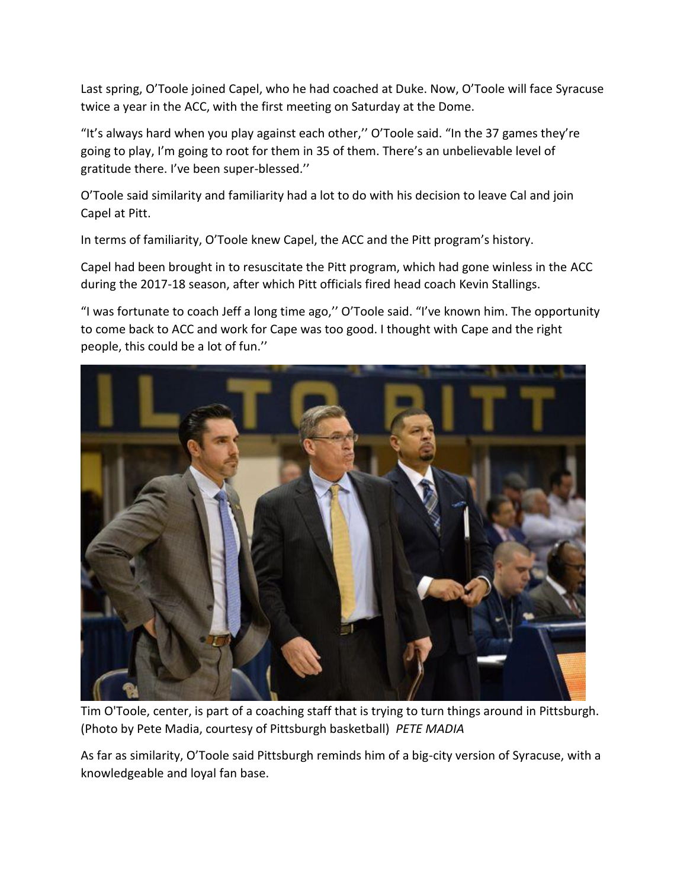Last spring, O'Toole joined Capel, who he had coached at Duke. Now, O'Toole will face Syracuse twice a year in the ACC, with the first meeting on Saturday at the Dome.

"It's always hard when you play against each other,'' O'Toole said. "In the 37 games they're going to play, I'm going to root for them in 35 of them. There's an unbelievable level of gratitude there. I've been super-blessed.''

O'Toole said similarity and familiarity had a lot to do with his decision to leave Cal and join Capel at Pitt.

In terms of familiarity, O'Toole knew Capel, the ACC and the Pitt program's history.

Capel had been brought in to resuscitate the Pitt program, which had gone winless in the ACC during the 2017-18 season, after which Pitt officials fired head coach Kevin Stallings.

"I was fortunate to coach Jeff a long time ago,'' O'Toole said. "I've known him. The opportunity to come back to ACC and work for Cape was too good. I thought with Cape and the right people, this could be a lot of fun.''

Tim O'Toole, center, is part of a coaching staff that is trying to turn things around in Pittsburgh. (Photo by Pete Madia, courtesy of Pittsburgh basketball) *PETE MADIA*

As far as similarity, O'Toole said Pittsburgh reminds him of a big-city version of Syracuse, with a knowledgeable and loyal fan base.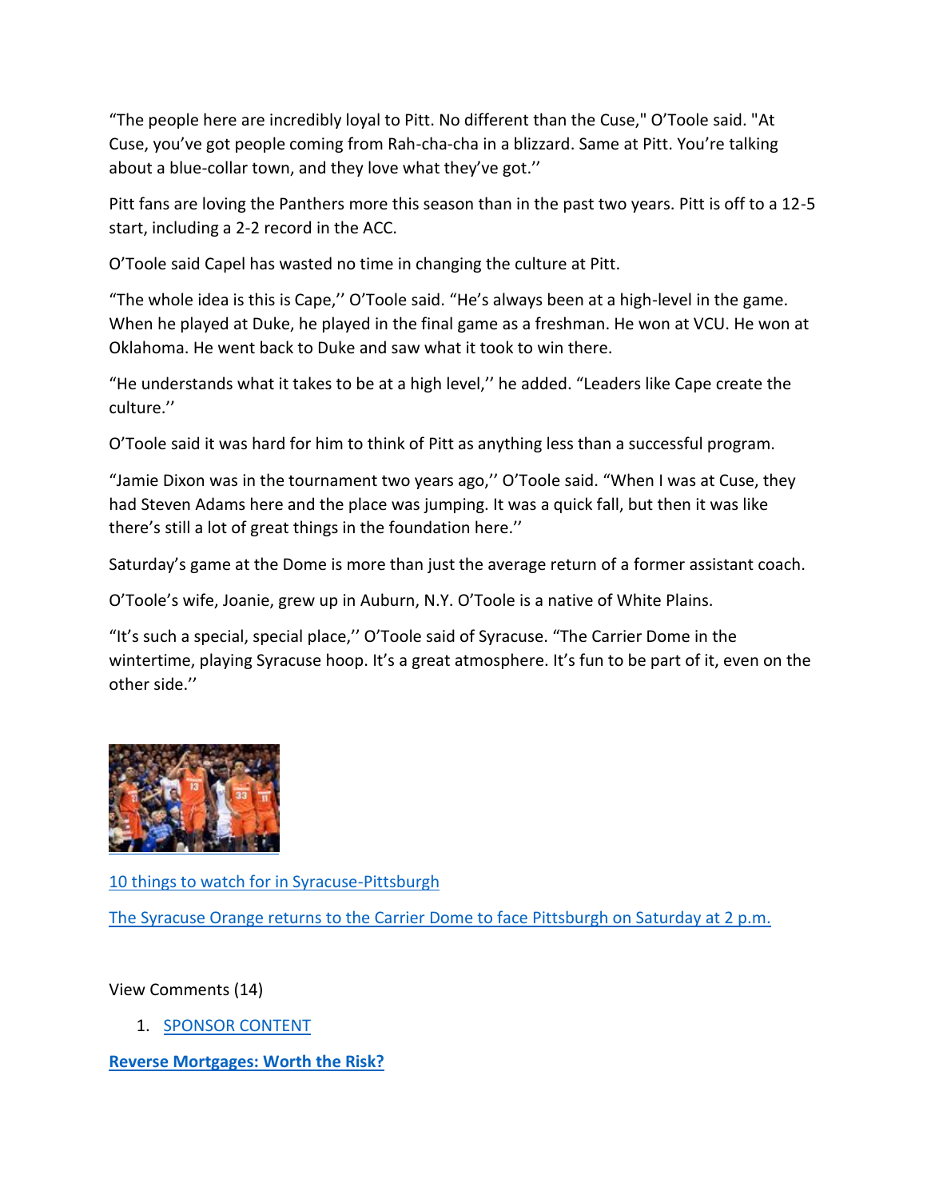“The people here are incredibly loyal to Pitt. No different than the Cuse," O’Toole said. "At Cuse, you’ve got people coming from Rah-cha-cha in a blizzard. Same at Pitt. You’re talking about a blue-collar town, and they love what they’ve got.’’

Pitt fans are loving the Panthers more this season than in the past two years. Pitt is off to a 12-5 start, including a 2-2 record in the ACC.

O’Toole said Capel has wasted no time in changing the culture at Pitt.

“The whole idea is this is Cape,’’ O’Toole said. “He’s always been at a high-level in the game. When he played at Duke, he played in the final game as a freshman. He won at VCU. He won at Oklahoma. He went back to Duke and saw what it took to win there.

“He understands what it takes to be at a high level,’’ he added. “Leaders like Cape create the culture.’’

O’Toole said it was hard for him to think of Pitt as anything less than a successful program.

“Jamie Dixon was in the tournament two years ago,’’ O’Toole said. “When I was at Cuse, they had Steven Adams here and the place was jumping. It was a quick fall, but then it was like there’s still a lot of great things in the foundation here.’’

Saturday’s game at the Dome is more than just the average return of a former assistant coach.

O’Toole’s wife, Joanie, grew up in Auburn, N.Y. O’Toole is a native of White Plains.

“It’s such a special, special place,’’ O’Toole said of Syracuse. “The Carrier Dome in the wintertime, playing Syracuse hoop. It’s a great atmosphere. It’s fun to be part of it, even on the other side.’’

10 things to watch for in Syracuse-Pittsburgh

The Syracuse Orange returns to the Carrier Dome to face Pittsburgh on Saturday at 2 p.m.

View Comments (14)

1. SPONSOR CONTENT

**Reverse Mortgages: Worth the Risk?**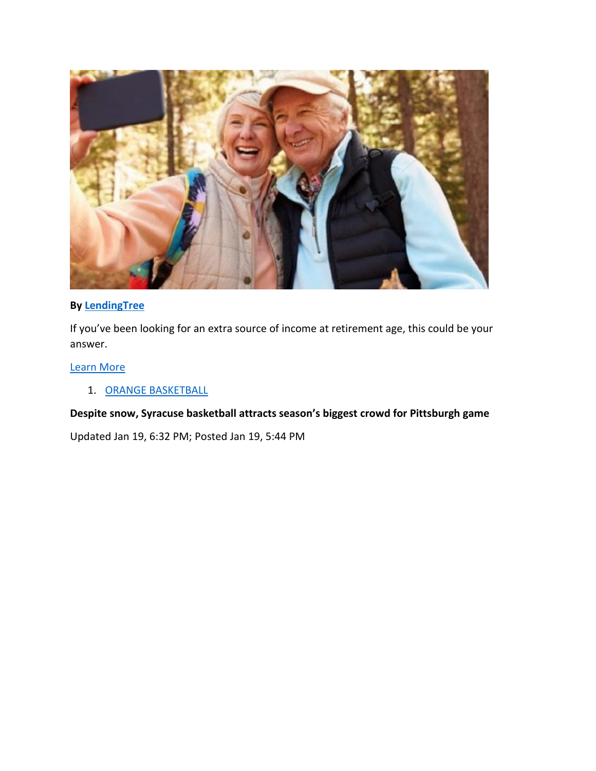**By LendingTree**

If you've been looking for an extra source of income at retirement age, this could be your answer.

Learn More

1. ORANGE BASKETBALL

**Despite snow, Syracuse basketball attracts season's biggest crowd for Pittsburgh game**

Updated Jan 19, 6:32 PM; Posted Jan 19, 5:44 PM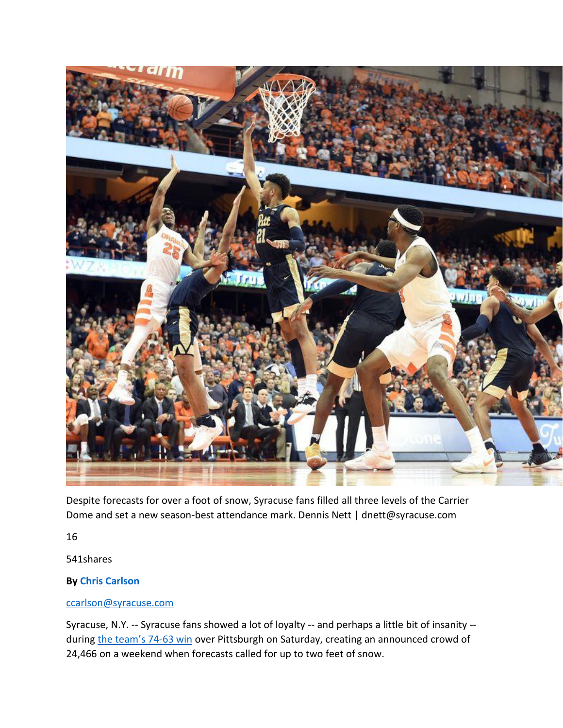Despite forecasts for over a foot of snow, Syracuse fans filled all three levels of the Carrier Dome and set a new season-best attendance mark. Dennis Nett | dnett@syracuse.com

16

541shares

**By [Chris Carlson](#)**

[ccarlson@syracuse.com](mailto:ccarlson@syracuse.com)

Syracuse, N.Y. -- Syracuse fans showed a lot of loyalty -- and perhaps a little bit of insanity -- during [the team's 74-63 win](#) over Pittsburgh on Saturday, creating an announced crowd of 24,466 on a weekend when forecasts called for up to two feet of snow.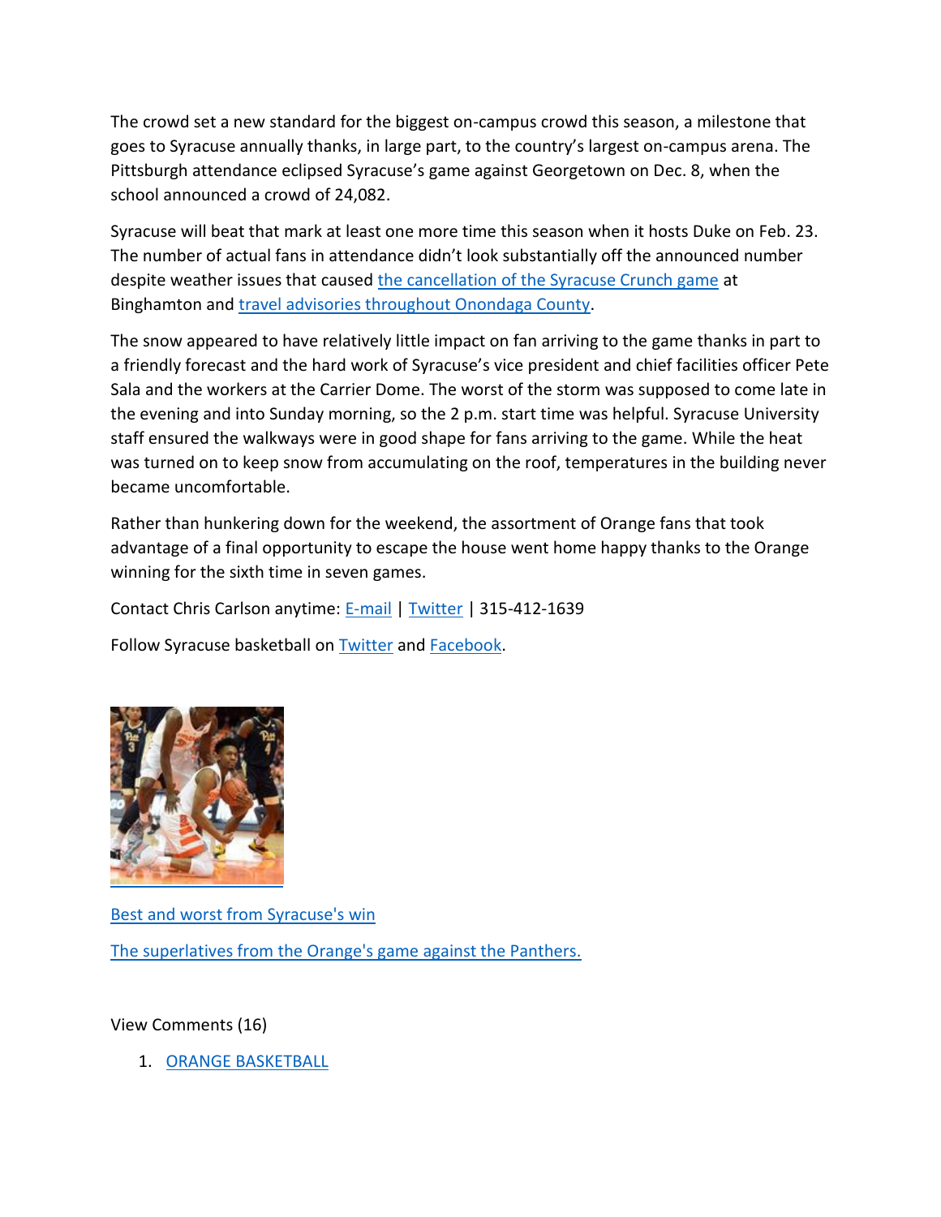The crowd set a new standard for the biggest on-campus crowd this season, a milestone that goes to Syracuse annually thanks, in large part, to the country's largest on-campus arena. The Pittsburgh attendance eclipsed Syracuse's game against Georgetown on Dec. 8, when the school announced a crowd of 24,082.

Syracuse will beat that mark at least one more time this season when it hosts Duke on Feb. 23. The number of actual fans in attendance didn't look substantially off the announced number despite weather issues that caused [the cancellation of the Syracuse Crunch game]() at Binghamton and [travel advisories throughout Onondaga County]().

The snow appeared to have relatively little impact on fan arriving to the game thanks in part to a friendly forecast and the hard work of Syracuse's vice president and chief facilities officer Pete Sala and the workers at the Carrier Dome. The worst of the storm was supposed to come late in the evening and into Sunday morning, so the 2 p.m. start time was helpful. Syracuse University staff ensured the walkways were in good shape for fans arriving to the game. While the heat was turned on to keep snow from accumulating on the roof, temperatures in the building never became uncomfortable.

Rather than hunkering down for the weekend, the assortment of Orange fans that took advantage of a final opportunity to escape the house went home happy thanks to the Orange winning for the sixth time in seven games.

Contact Chris Carlson anytime: [E-mail]() | [Twitter]() | 315-412-1639

Follow Syracuse basketball on [Twitter]() and [Facebook]().

[Best and worst from Syracuse's win]()

[The superlatives from the Orange's game against the Panthers.]()

View Comments (16)

1. [ORANGE BASKETBALL]()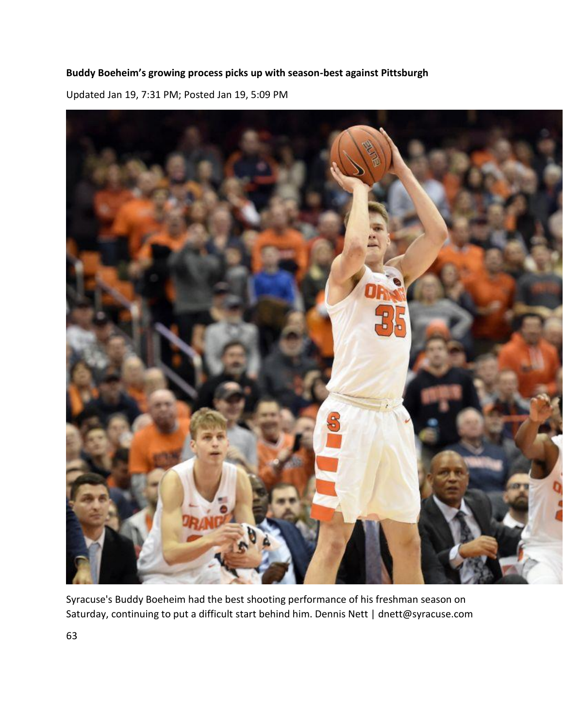**Buddy Boeheim's growing process picks up with season-best against Pittsburgh**

Updated Jan 19, 7:31 PM; Posted Jan 19, 5:09 PM

Syracuse's Buddy Boeheim had the best shooting performance of his freshman season on Saturday, continuing to put a difficult start behind him. Dennis Nett | dnett@syracuse.com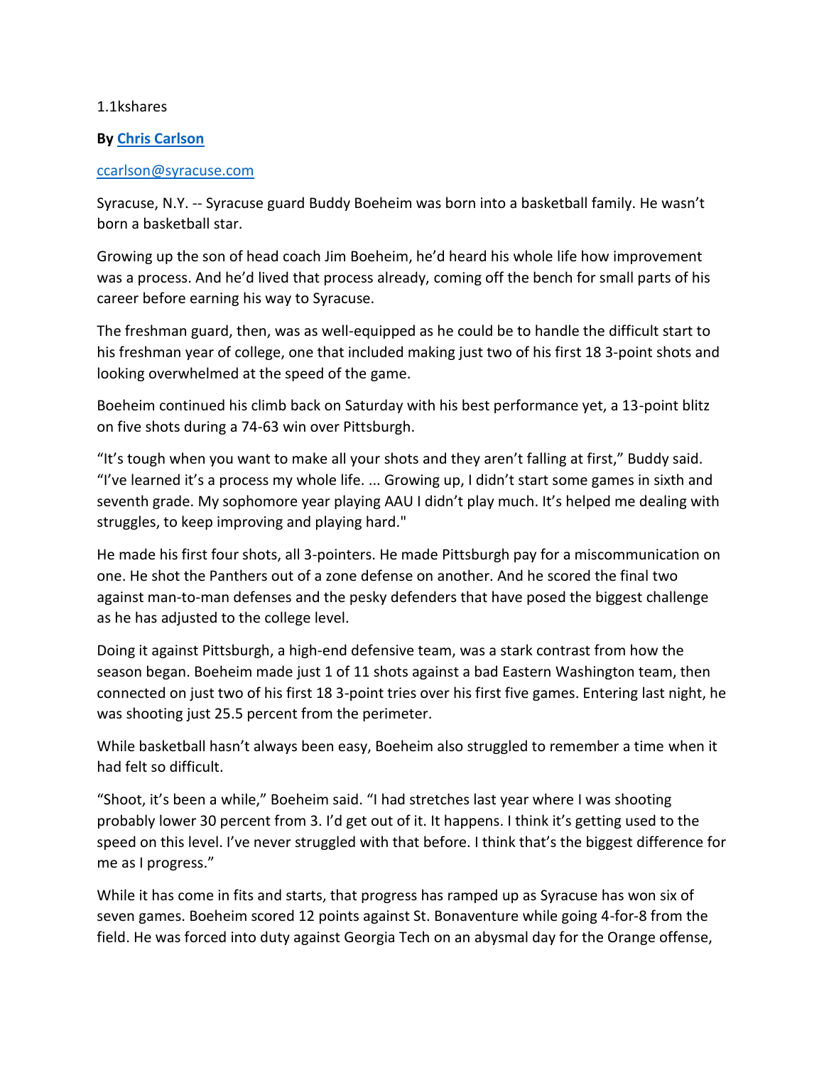1.1kshares

**By [Chris Carlson](#)**

[ccarlson@syracuse.com](mailto:ccarlson@syracuse.com)

Syracuse, N.Y. -- Syracuse guard Buddy Boeheim was born into a basketball family. He wasn't born a basketball star.

Growing up the son of head coach Jim Boeheim, he'd heard his whole life how improvement was a process. And he'd lived that process already, coming off the bench for small parts of his career before earning his way to Syracuse.

The freshman guard, then, was as well-equipped as he could be to handle the difficult start to his freshman year of college, one that included making just two of his first 18 3-point shots and looking overwhelmed at the speed of the game.

Boeheim continued his climb back on Saturday with his best performance yet, a 13-point blitz on five shots during a 74-63 win over Pittsburgh.

"It's tough when you want to make all your shots and they aren't falling at first," Buddy said. "I've learned it's a process my whole life. ... Growing up, I didn't start some games in sixth and seventh grade. My sophomore year playing AAU I didn't play much. It's helped me dealing with struggles, to keep improving and playing hard."

He made his first four shots, all 3-pointers. He made Pittsburgh pay for a miscommunication on one. He shot the Panthers out of a zone defense on another. And he scored the final two against man-to-man defenses and the pesky defenders that have posed the biggest challenge as he has adjusted to the college level.

Doing it against Pittsburgh, a high-end defensive team, was a stark contrast from how the season began. Boeheim made just 1 of 11 shots against a bad Eastern Washington team, then connected on just two of his first 18 3-point tries over his first five games. Entering last night, he was shooting just 25.5 percent from the perimeter.

While basketball hasn't always been easy, Boeheim also struggled to remember a time when it had felt so difficult.

"Shoot, it's been a while," Boeheim said. "I had stretches last year where I was shooting probably lower 30 percent from 3. I'd get out of it. It happens. I think it's getting used to the speed on this level. I've never struggled with that before. I think that's the biggest difference for me as I progress."

While it has come in fits and starts, that progress has ramped up as Syracuse has won six of seven games. Boeheim scored 12 points against St. Bonaventure while going 4-for-8 from the field. He was forced into duty against Georgia Tech on an abysmal day for the Orange offense,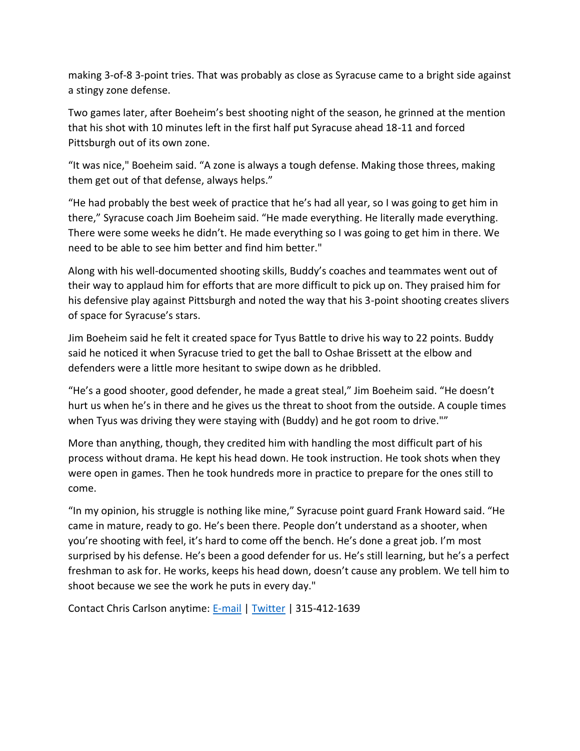making 3-of-8 3-point tries. That was probably as close as Syracuse came to a bright side against a stingy zone defense.

Two games later, after Boeheim's best shooting night of the season, he grinned at the mention that his shot with 10 minutes left in the first half put Syracuse ahead 18-11 and forced Pittsburgh out of its own zone.

“It was nice," Boeheim said. “A zone is always a tough defense. Making those threes, making them get out of that defense, always helps.”

“He had probably the best week of practice that he's had all year, so I was going to get him in there,” Syracuse coach Jim Boeheim said. “He made everything. He literally made everything. There were some weeks he didn't. He made everything so I was going to get him in there. We need to be able to see him better and find him better."

Along with his well-documented shooting skills, Buddy's coaches and teammates went out of their way to applaud him for efforts that are more difficult to pick up on. They praised him for his defensive play against Pittsburgh and noted the way that his 3-point shooting creates slivers of space for Syracuse's stars.

Jim Boeheim said he felt it created space for Tyus Battle to drive his way to 22 points. Buddy said he noticed it when Syracuse tried to get the ball to Oshae Brissett at the elbow and defenders were a little more hesitant to swipe down as he dribbled.

“He's a good shooter, good defender, he made a great steal,” Jim Boeheim said. “He doesn't hurt us when he's in there and he gives us the threat to shoot from the outside. A couple times when Tyus was driving they were staying with (Buddy) and he got room to drive."”

More than anything, though, they credited him with handling the most difficult part of his process without drama. He kept his head down. He took instruction. He took shots when they were open in games. Then he took hundreds more in practice to prepare for the ones still to come.

“In my opinion, his struggle is nothing like mine,” Syracuse point guard Frank Howard said. “He came in mature, ready to go. He's been there. People don't understand as a shooter, when you're shooting with feel, it's hard to come off the bench. He's done a great job. I'm most surprised by his defense. He's been a good defender for us. He's still learning, but he's a perfect freshman to ask for. He works, keeps his head down, doesn't cause any problem. We tell him to shoot because we see the work he puts in every day."

Contact Chris Carlson anytime: E-mail | Twitter | 315-412-1639